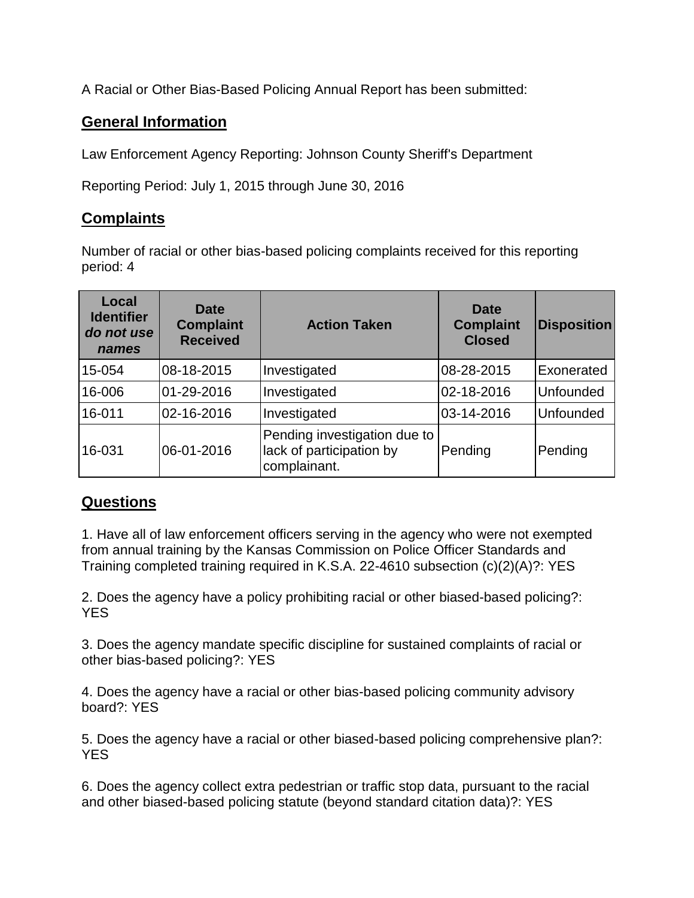A Racial or Other Bias-Based Policing Annual Report has been submitted:

## General Information

Law Enforcement Agency Reporting: Johnson County Sheriff's Department

Reporting Period: July 1, 2015 through June 30, 2016

## Complaints

Number of racial or other bias-based policing complaints received for this reporting period: 4

| **Local Identifier** ***do not use names*** | **Date Complaint Received** | **Action Taken** | **Date Complaint Closed** | **Disposition** |
|---|---|---|---|---|
| 15-054 | 08-18-2015 | Investigated | 08-28-2015 | Exonerated |
| 16-006 | 01-29-2016 | Investigated | 02-18-2016 | Unfounded |
| 16-011 | 02-16-2016 | Investigated | 03-14-2016 | Unfounded |
| 16-031 | 06-01-2016 | Pending investigation due to lack of participation by complainant. | Pending | Pending |

## Questions

1. Have all of law enforcement officers serving in the agency who were not exempted from annual training by the Kansas Commission on Police Officer Standards and Training completed training required in K.S.A. 22-4610 subsection (c)(2)(A)?: YES

2. Does the agency have a policy prohibiting racial or other biased-based policing?: YES

3. Does the agency mandate specific discipline for sustained complaints of racial or other bias-based policing?: YES

4. Does the agency have a racial or other bias-based policing community advisory board?: YES

5. Does the agency have a racial or other biased-based policing comprehensive plan?: YES

6. Does the agency collect extra pedestrian or traffic stop data, pursuant to the racial and other biased-based policing statute (beyond standard citation data)?: YES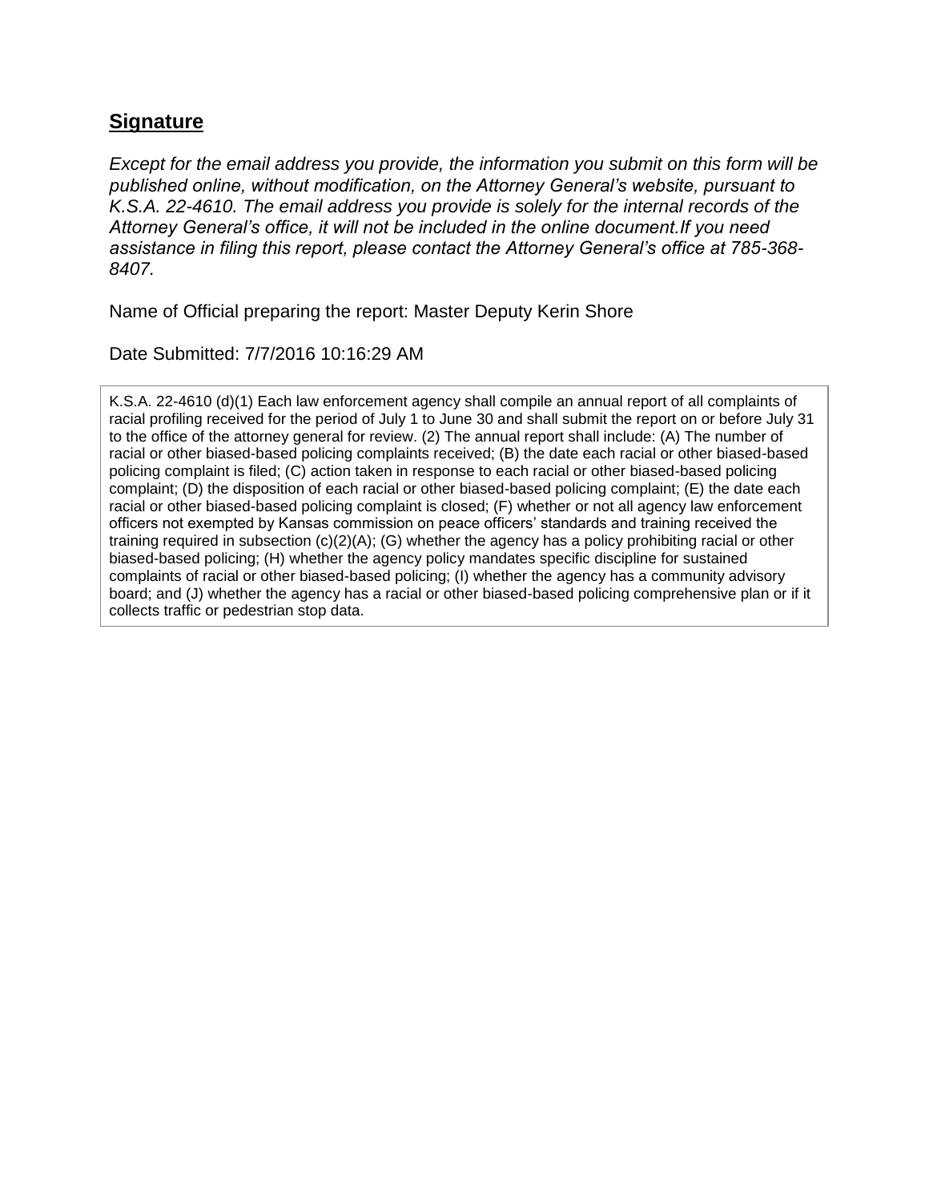## Signature

*Except for the email address you provide, the information you submit on this form will be published online, without modification, on the Attorney General's website, pursuant to K.S.A. 22-4610. The email address you provide is solely for the internal records of the Attorney General's office, it will not be included in the online document.If you need assistance in filing this report, please contact the Attorney General's office at 785-368-8407.*

Name of Official preparing the report: Master Deputy Kerin Shore

Date Submitted: 7/7/2016 10:16:29 AM

K.S.A. 22-4610 (d)(1) Each law enforcement agency shall compile an annual report of all complaints of racial profiling received for the period of July 1 to June 30 and shall submit the report on or before July 31 to the office of the attorney general for review. (2) The annual report shall include: (A) The number of racial or other biased-based policing complaints received; (B) the date each racial or other biased-based policing complaint is filed; (C) action taken in response to each racial or other biased-based policing complaint; (D) the disposition of each racial or other biased-based policing complaint; (E) the date each racial or other biased-based policing complaint is closed; (F) whether or not all agency law enforcement officers not exempted by Kansas commission on peace officers' standards and training received the training required in subsection (c)(2)(A); (G) whether the agency has a policy prohibiting racial or other biased-based policing; (H) whether the agency policy mandates specific discipline for sustained complaints of racial or other biased-based policing; (I) whether the agency has a community advisory board; and (J) whether the agency has a racial or other biased-based policing comprehensive plan or if it collects traffic or pedestrian stop data.